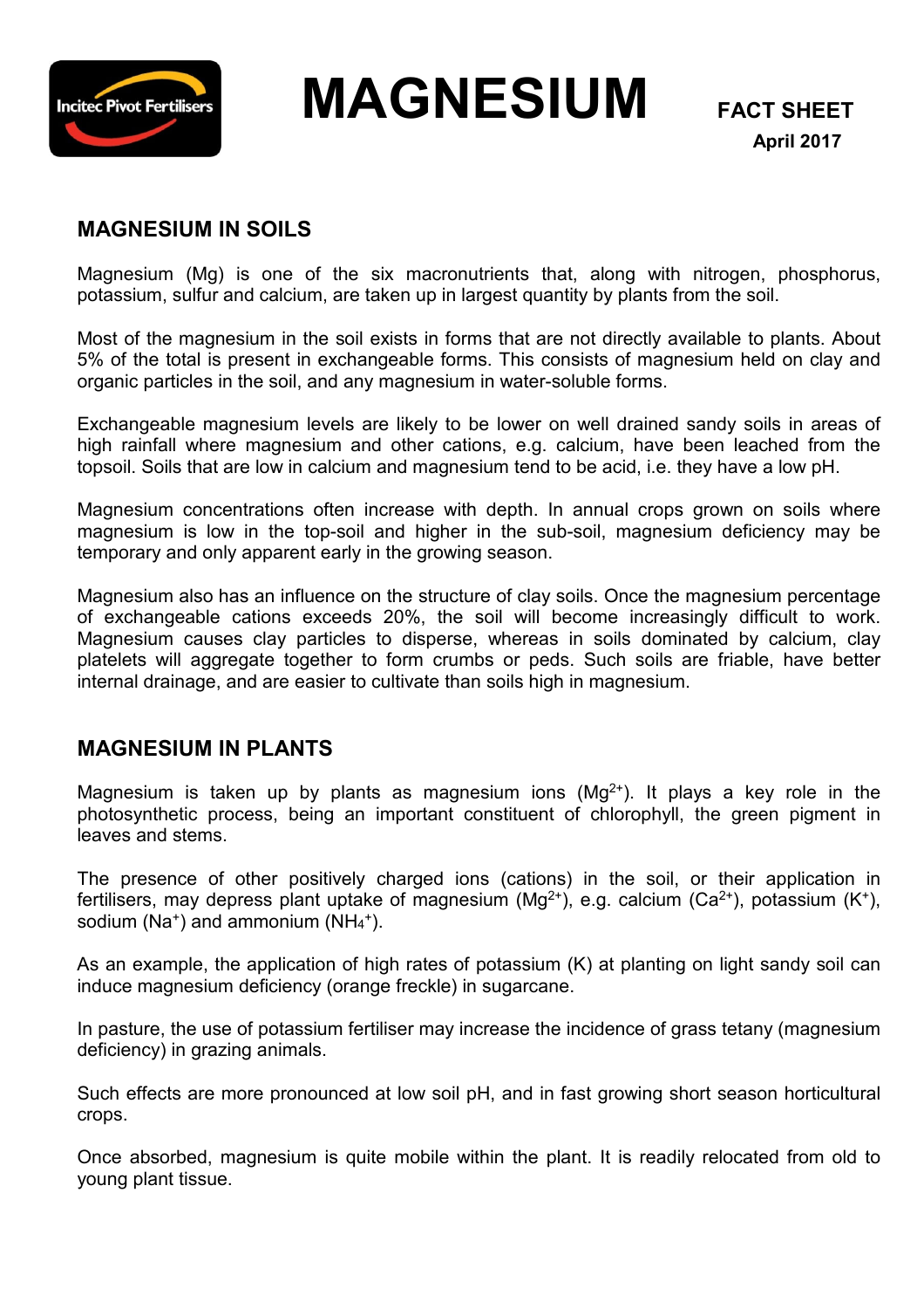# MAGNESIUM

**FACT SHEET**
**April 2017**

## MAGNESIUM IN SOILS

Magnesium (Mg) is one of the six macronutrients that, along with nitrogen, phosphorus, potassium, sulfur and calcium, are taken up in largest quantity by plants from the soil.

Most of the magnesium in the soil exists in forms that are not directly available to plants. About 5% of the total is present in exchangeable forms. This consists of magnesium held on clay and organic particles in the soil, and any magnesium in water-soluble forms.

Exchangeable magnesium levels are likely to be lower on well drained sandy soils in areas of high rainfall where magnesium and other cations, e.g. calcium, have been leached from the topsoil. Soils that are low in calcium and magnesium tend to be acid, i.e. they have a low pH.

Magnesium concentrations often increase with depth. In annual crops grown on soils where magnesium is low in the top-soil and higher in the sub-soil, magnesium deficiency may be temporary and only apparent early in the growing season.

Magnesium also has an influence on the structure of clay soils. Once the magnesium percentage of exchangeable cations exceeds 20%, the soil will become increasingly difficult to work. Magnesium causes clay particles to disperse, whereas in soils dominated by calcium, clay platelets will aggregate together to form crumbs or peds. Such soils are friable, have better internal drainage, and are easier to cultivate than soils high in magnesium.

## MAGNESIUM IN PLANTS

Magnesium is taken up by plants as magnesium ions ($Mg^{2+}$). It plays a key role in the photosynthetic process, being an important constituent of chlorophyll, the green pigment in leaves and stems.

The presence of other positively charged ions (cations) in the soil, or their application in fertilisers, may depress plant uptake of magnesium ($Mg^{2+}$), e.g. calcium ($Ca^{2+}$), potassium ($K^{+}$), sodium ($Na^{+}$) and ammonium ($NH_4^{+}$).

As an example, the application of high rates of potassium (K) at planting on light sandy soil can induce magnesium deficiency (orange freckle) in sugarcane.

In pasture, the use of potassium fertiliser may increase the incidence of grass tetany (magnesium deficiency) in grazing animals.

Such effects are more pronounced at low soil pH, and in fast growing short season horticultural crops.

Once absorbed, magnesium is quite mobile within the plant. It is readily relocated from old to young plant tissue.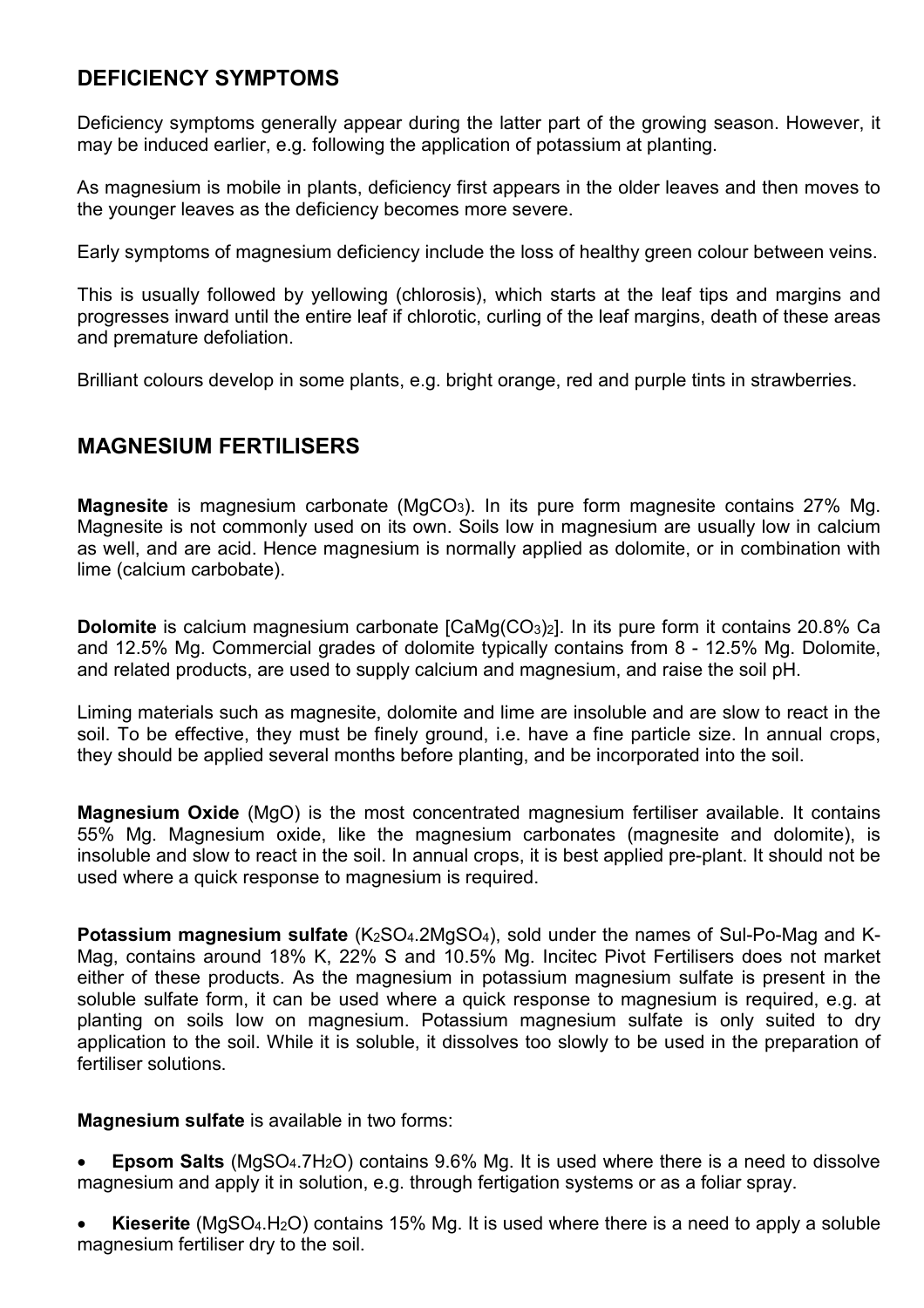## DEFICIENCY SYMPTOMS

Deficiency symptoms generally appear during the latter part of the growing season. However, it may be induced earlier, e.g. following the application of potassium at planting.

As magnesium is mobile in plants, deficiency first appears in the older leaves and then moves to the younger leaves as the deficiency becomes more severe.

Early symptoms of magnesium deficiency include the loss of healthy green colour between veins.

This is usually followed by yellowing (chlorosis), which starts at the leaf tips and margins and progresses inward until the entire leaf if chlorotic, curling of the leaf margins, death of these areas and premature defoliation.

Brilliant colours develop in some plants, e.g. bright orange, red and purple tints in strawberries.

## MAGNESIUM FERTILISERS

**Magnesite** is magnesium carbonate ($MgCO_3$). In its pure form magnesite contains 27% Mg. Magnesite is not commonly used on its own. Soils low in magnesium are usually low in calcium as well, and are acid. Hence magnesium is normally applied as dolomite, or in combination with lime (calcium carbobate).

**Dolomite** is calcium magnesium carbonate [$CaMg(CO_3)_2$]. In its pure form it contains 20.8% Ca and 12.5% Mg. Commercial grades of dolomite typically contains from 8 - 12.5% Mg. Dolomite, and related products, are used to supply calcium and magnesium, and raise the soil pH.

Liming materials such as magnesite, dolomite and lime are insoluble and are slow to react in the soil. To be effective, they must be finely ground, i.e. have a fine particle size. In annual crops, they should be applied several months before planting, and be incorporated into the soil.

**Magnesium Oxide** ($MgO$) is the most concentrated magnesium fertiliser available. It contains 55% Mg. Magnesium oxide, like the magnesium carbonates (magnesite and dolomite), is insoluble and slow to react in the soil. In annual crops, it is best applied pre-plant. It should not be used where a quick response to magnesium is required.

**Potassium magnesium sulfate** ($K_2SO_4.2MgSO_4$), sold under the names of Sul-Po-Mag and K-Mag, contains around 18% K, 22% S and 10.5% Mg. Incitec Pivot Fertilisers does not market either of these products. As the magnesium in potassium magnesium sulfate is present in the soluble sulfate form, it can be used where a quick response to magnesium is required, e.g. at planting on soils low on magnesium. Potassium magnesium sulfate is only suited to dry application to the soil. While it is soluble, it dissolves too slowly to be used in the preparation of fertiliser solutions.

**Magnesium sulfate** is available in two forms:

- **Epsom Salts** ($MgSO_4.7H_2O$) contains 9.6% Mg. It is used where there is a need to dissolve magnesium and apply it in solution, e.g. through fertigation systems or as a foliar spray.
- **Kieserite** ($MgSO_4.H_2O$) contains 15% Mg. It is used where there is a need to apply a soluble magnesium fertiliser dry to the soil.